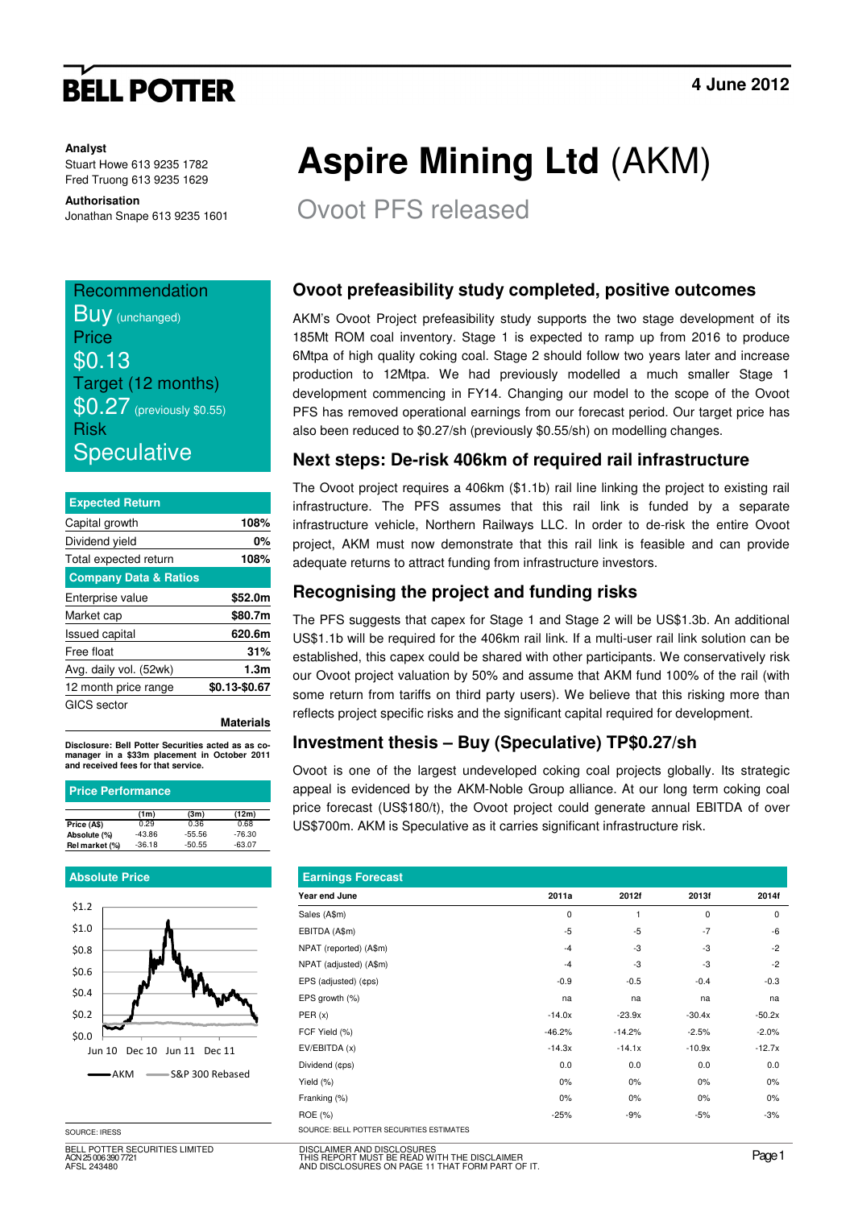# BELL POTTER

**4 June 2012**

**Analyst**
Stuart Howe 613 9235 1782
Fred Truong 613 9235 1629

**Authorisation**
Jonathan Snape 613 9235 1601

# Aspire Mining Ltd (AKM)

## Ovoot PFS released

Recommendation
**Buy** (unchanged)
Price
**$0.13**
Target (12 months)
**$0.27** (previously $0.55)
Risk
**Speculative**

| Expected Return | |
|---|---|
| Capital growth | 108% |
| Dividend yield | 0% |
| Total expected return | 108% |
| **Company Data & Ratios** | |
| Enterprise value | $52.0m |
| Market cap | $80.7m |
| Issued capital | 620.6m |
| Free float | 31% |
| Avg. daily vol. (52wk) | 1.3m |
| 12 month price range | $0.13-$0.67 |
| GICS sector | Materials |

**Disclosure: Bell Potter Securities acted as as co-manager in a $33m placement in October 2011 and received fees for that service.**

**Price Performance**

| | (1m) | (3m) | (12m) |
|---|---|---|---|
| Price (A$) | 0.29 | 0.36 | 0.68 |
| Absolute (%) | -43.86 | -55.56 | -76.30 |
| Rel market (%) | -36.18 | -50.55 | -63.07 |

**Absolute Price**

AKM — S&P 300 Rebased

SOURCE: IRESS

### Ovoot prefeasibility study completed, positive outcomes

AKM's Ovoot Project prefeasibility study supports the two stage development of its 185Mt ROM coal inventory. Stage 1 is expected to ramp up from 2016 to produce 6Mtpa of high quality coking coal. Stage 2 should follow two years later and increase production to 12Mtpa. We had previously modelled a much smaller Stage 1 development commencing in FY14. Changing our model to the scope of the Ovoot PFS has removed operational earnings from our forecast period. Our target price has also been reduced to $0.27/sh (previously $0.55/sh) on modelling changes.

### Next steps: De-risk 406km of required rail infrastructure

The Ovoot project requires a 406km ($1.1b) rail line linking the project to existing rail infrastructure. The PFS assumes that this rail link is funded by a separate infrastructure vehicle, Northern Railways LLC. In order to de-risk the entire Ovoot project, AKM must now demonstrate that this rail link is feasible and can provide adequate returns to attract funding from infrastructure investors.

### Recognising the project and funding risks

The PFS suggests that capex for Stage 1 and Stage 2 will be US$1.3b. An additional US$1.1b will be required for the 406km rail link. If a multi-user rail link solution can be established, this capex could be shared with other participants. We conservatively risk our Ovoot project valuation by 50% and assume that AKM fund 100% of the rail (with some return from tariffs on third party users). We believe that this risking more than reflects project specific risks and the significant capital required for development.

### Investment thesis – Buy (Speculative) TP$0.27/sh

Ovoot is one of the largest undeveloped coking coal projects globally. Its strategic appeal is evidenced by the AKM-Noble Group alliance. At our long term coking coal price forecast (US$180/t), the Ovoot project could generate annual EBITDA of over US$700m. AKM is Speculative as it carries significant infrastructure risk.

**Earnings Forecast**

| Year end June | 2011a | 2012f | 2013f | 2014f |
|---|---|---|---|---|
| Sales (A$m) | 0 | 1 | 0 | 0 |
| EBITDA (A$m) | -5 | -5 | -7 | -6 |
| NPAT (reported) (A$m) | -4 | -3 | -3 | -2 |
| NPAT (adjusted) (A$m) | -4 | -3 | -3 | -2 |
| EPS (adjusted) (¢ps) | -0.9 | -0.5 | -0.4 | -0.3 |
| EPS growth (%) | na | na | na | na |
| PER (x) | -14.0x | -23.9x | -30.4x | -50.2x |
| FCF Yield (%) | -46.2% | -14.2% | -2.5% | -2.0% |
| EV/EBITDA (x) | -14.3x | -14.1x | -10.9x | -12.7x |
| Dividend (¢ps) | 0.0 | 0.0 | 0.0 | 0.0 |
| Yield (%) | 0% | 0% | 0% | 0% |
| Franking (%) | 0% | 0% | 0% | 0% |
| ROE (%) | -25% | -9% | -5% | -3% |

SOURCE: BELL POTTER SECURITIES ESTIMATES

BELL POTTER SECURITIES LIMITED
ACN 25 006 390 7721
AFSL 243480

DISCLAIMER AND DISCLOSURES
THIS REPORT MUST BE READ WITH THE DISCLAIMER AND DISCLOSURES ON PAGE 11 THAT FORM PART OF IT.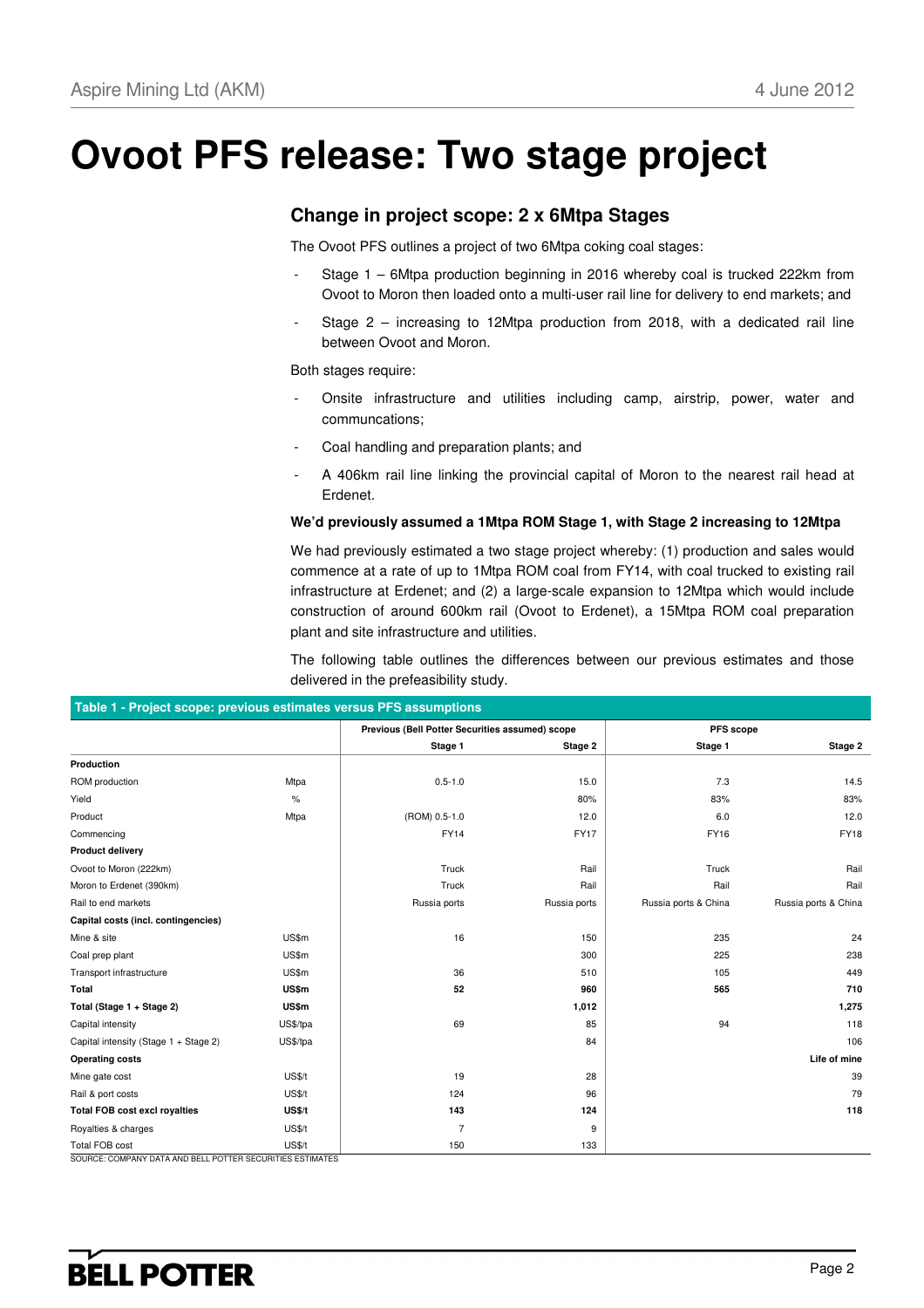# Ovoot PFS release: Two stage project

## Change in project scope: 2 x 6Mtpa Stages

The Ovoot PFS outlines a project of two 6Mtpa coking coal stages:

- Stage 1 – 6Mtpa production beginning in 2016 whereby coal is trucked 222km from Ovoot to Moron then loaded onto a multi-user rail line for delivery to end markets; and
- Stage 2 – increasing to 12Mtpa production from 2018, with a dedicated rail line between Ovoot and Moron.

Both stages require:

- Onsite infrastructure and utilities including camp, airstrip, power, water and communcations;
- Coal handling and preparation plants; and
- A 406km rail line linking the provincial capital of Moron to the nearest rail head at Erdenet.

**We'd previously assumed a 1Mtpa ROM Stage 1, with Stage 2 increasing to 12Mtpa**

We had previously estimated a two stage project whereby: (1) production and sales would commence at a rate of up to 1Mtpa ROM coal from FY14, with coal trucked to existing rail infrastructure at Erdenet; and (2) a large-scale expansion to 12Mtpa which would include construction of around 600km rail (Ovoot to Erdenet), a 15Mtpa ROM coal preparation plant and site infrastructure and utilities.

The following table outlines the differences between our previous estimates and those delivered in the prefeasibility study.

**Table 1 - Project scope: previous estimates versus PFS assumptions**

| | | Previous (Bell Potter Securities assumed) scope | | PFS scope | |
|---|---|---|---|---|---|
| | | Stage 1 | Stage 2 | Stage 1 | Stage 2 |
| **Production** | | | | | |
| ROM production | Mtpa | 0.5-1.0 | 15.0 | 7.3 | 14.5 |
| Yield | % | | 80% | 83% | 83% |
| Product | Mtpa | (ROM) 0.5-1.0 | 12.0 | 6.0 | 12.0 |
| Commencing | | FY14 | FY17 | FY16 | FY18 |
| **Product delivery** | | | | | |
| Ovoot to Moron (222km) | | Truck | Rail | Truck | Rail |
| Moron to Erdenet (390km) | | Truck | Rail | Rail | Rail |
| Rail to end markets | | Russia ports | Russia ports | Russia ports & China | Russia ports & China |
| **Capital costs (incl. contingencies)** | | | | | |
| Mine & site | US$m | 16 | 150 | 235 | 24 |
| Coal prep plant | US$m | | 300 | 225 | 238 |
| Transport infrastructure | US$m | 36 | 510 | 105 | 449 |
| **Total** | **US$m** | **52** | **960** | **565** | **710** |
| **Total (Stage 1 + Stage 2)** | **US$m** | | **1,012** | | **1,275** |
| Capital intensity | US$/tpa | 69 | 85 | 94 | 118 |
| Capital intensity (Stage 1 + Stage 2) | US$/tpa | | 84 | | 106 |
| **Operating costs** | | | | | **Life of mine** |
| Mine gate cost | US$/t | 19 | 28 | | 39 |
| Rail & port costs | US$/t | 124 | 96 | | 79 |
| **Total FOB cost excl royalties** | **US$/t** | **143** | **124** | | **118** |
| Royalties & charges | US$/t | 7 | 9 | | |
| Total FOB cost | US$/t | 150 | 133 | | |

SOURCE: COMPANY DATA AND BELL POTTER SECURITIES ESTIMATES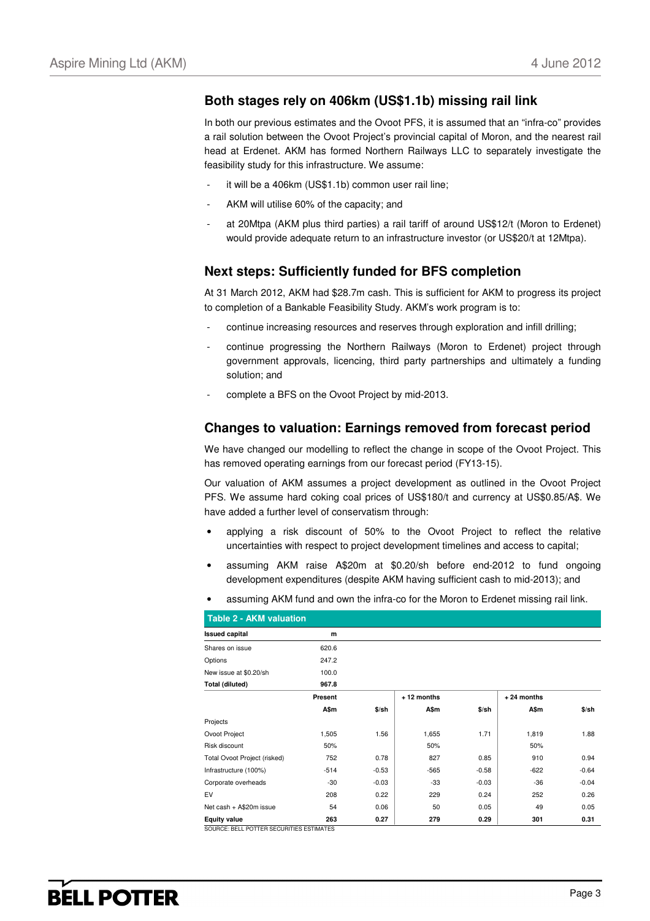## Both stages rely on 406km (US$1.1b) missing rail link

In both our previous estimates and the Ovoot PFS, it is assumed that an "infra-co" provides a rail solution between the Ovoot Project's provincial capital of Moron, and the nearest rail head at Erdenet. AKM has formed Northern Railways LLC to separately investigate the feasibility study for this infrastructure. We assume:

- it will be a 406km (US$1.1b) common user rail line;
- AKM will utilise 60% of the capacity; and
- at 20Mtpa (AKM plus third parties) a rail tariff of around US$12/t (Moron to Erdenet) would provide adequate return to an infrastructure investor (or US$20/t at 12Mtpa).

## Next steps: Sufficiently funded for BFS completion

At 31 March 2012, AKM had $28.7m cash. This is sufficient for AKM to progress its project to completion of a Bankable Feasibility Study. AKM's work program is to:

- continue increasing resources and reserves through exploration and infill drilling;
- continue progressing the Northern Railways (Moron to Erdenet) project through government approvals, licencing, third party partnerships and ultimately a funding solution; and
- complete a BFS on the Ovoot Project by mid-2013.

## Changes to valuation: Earnings removed from forecast period

We have changed our modelling to reflect the change in scope of the Ovoot Project. This has removed operating earnings from our forecast period (FY13-15).

Our valuation of AKM assumes a project development as outlined in the Ovoot Project PFS. We assume hard coking coal prices of US$180/t and currency at US$0.85/A$. We have added a further level of conservatism through:

- applying a risk discount of 50% to the Ovoot Project to reflect the relative uncertainties with respect to project development timelines and access to capital;
- assuming AKM raise A$20m at $0.20/sh before end-2012 to fund ongoing development expenditures (despite AKM having sufficient cash to mid-2013); and
- assuming AKM fund and own the infra-co for the Moron to Erdenet missing rail link.

**Table 2 - AKM valuation**

| **Issued capital** | **m** | | | | | |
|---|---|---|---|---|---|---|
| Shares on issue | 620.6 | | | | | |
| Options | 247.2 | | | | | |
| New issue at $0.20/sh | 100.0 | | | | | |
| **Total (diluted)** | **967.8** | | | | | |
| | **Present** | | **+ 12 months** | | **+ 24 months** | |
| | **A$m** | **$/sh** | **A$m** | **$/sh** | **A$m** | **$/sh** |
| Projects | | | | | | |
| Ovoot Project | 1,505 | 1.56 | 1,655 | 1.71 | 1,819 | 1.88 |
| Risk discount | 50% | | 50% | | 50% | |
| Total Ovoot Project (risked) | 752 | 0.78 | 827 | 0.85 | 910 | 0.94 |
| Infrastructure (100%) | -514 | -0.53 | -565 | -0.58 | -622 | -0.64 |
| Corporate overheads | -30 | -0.03 | -33 | -0.03 | -36 | -0.04 |
| EV | 208 | 0.22 | 229 | 0.24 | 252 | 0.26 |
| Net cash + A$20m issue | 54 | 0.06 | 50 | 0.05 | 49 | 0.05 |
| **Equity value** | **263** | **0.27** | **279** | **0.29** | **301** | **0.31** |

SOURCE: BELL POTTER SECURITIES ESTIMATES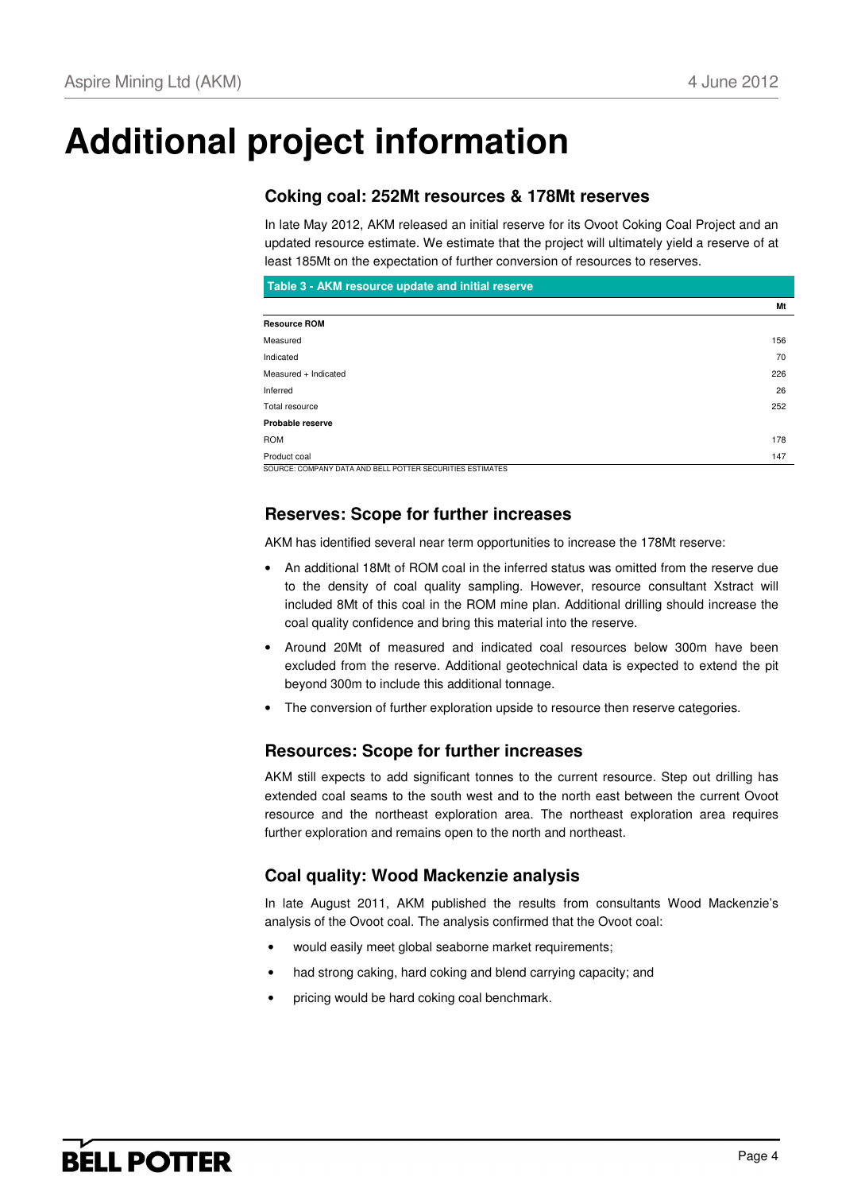# Additional project information

## Coking coal: 252Mt resources & 178Mt reserves

In late May 2012, AKM released an initial reserve for its Ovoot Coking Coal Project and an updated resource estimate. We estimate that the project will ultimately yield a reserve of at least 185Mt on the expectation of further conversion of resources to reserves.

**Table 3 - AKM resource update and initial reserve**

| | Mt |
|---|---|
| **Resource ROM** | |
| Measured | 156 |
| Indicated | 70 |
| Measured + Indicated | 226 |
| Inferred | 26 |
| Total resource | 252 |
| **Probable reserve** | |
| ROM | 178 |
| Product coal | 147 |

SOURCE: COMPANY DATA AND BELL POTTER SECURITIES ESTIMATES

## Reserves: Scope for further increases

AKM has identified several near term opportunities to increase the 178Mt reserve:

- An additional 18Mt of ROM coal in the inferred status was omitted from the reserve due to the density of coal quality sampling. However, resource consultant Xstract will included 8Mt of this coal in the ROM mine plan. Additional drilling should increase the coal quality confidence and bring this material into the reserve.
- Around 20Mt of measured and indicated coal resources below 300m have been excluded from the reserve. Additional geotechnical data is expected to extend the pit beyond 300m to include this additional tonnage.
- The conversion of further exploration upside to resource then reserve categories.

## Resources: Scope for further increases

AKM still expects to add significant tonnes to the current resource. Step out drilling has extended coal seams to the south west and to the north east between the current Ovoot resource and the northeast exploration area. The northeast exploration area requires further exploration and remains open to the north and northeast.

## Coal quality: Wood Mackenzie analysis

In late August 2011, AKM published the results from consultants Wood Mackenzie's analysis of the Ovoot coal. The analysis confirmed that the Ovoot coal:

- would easily meet global seaborne market requirements;
- had strong caking, hard coking and blend carrying capacity; and
- pricing would be hard coking coal benchmark.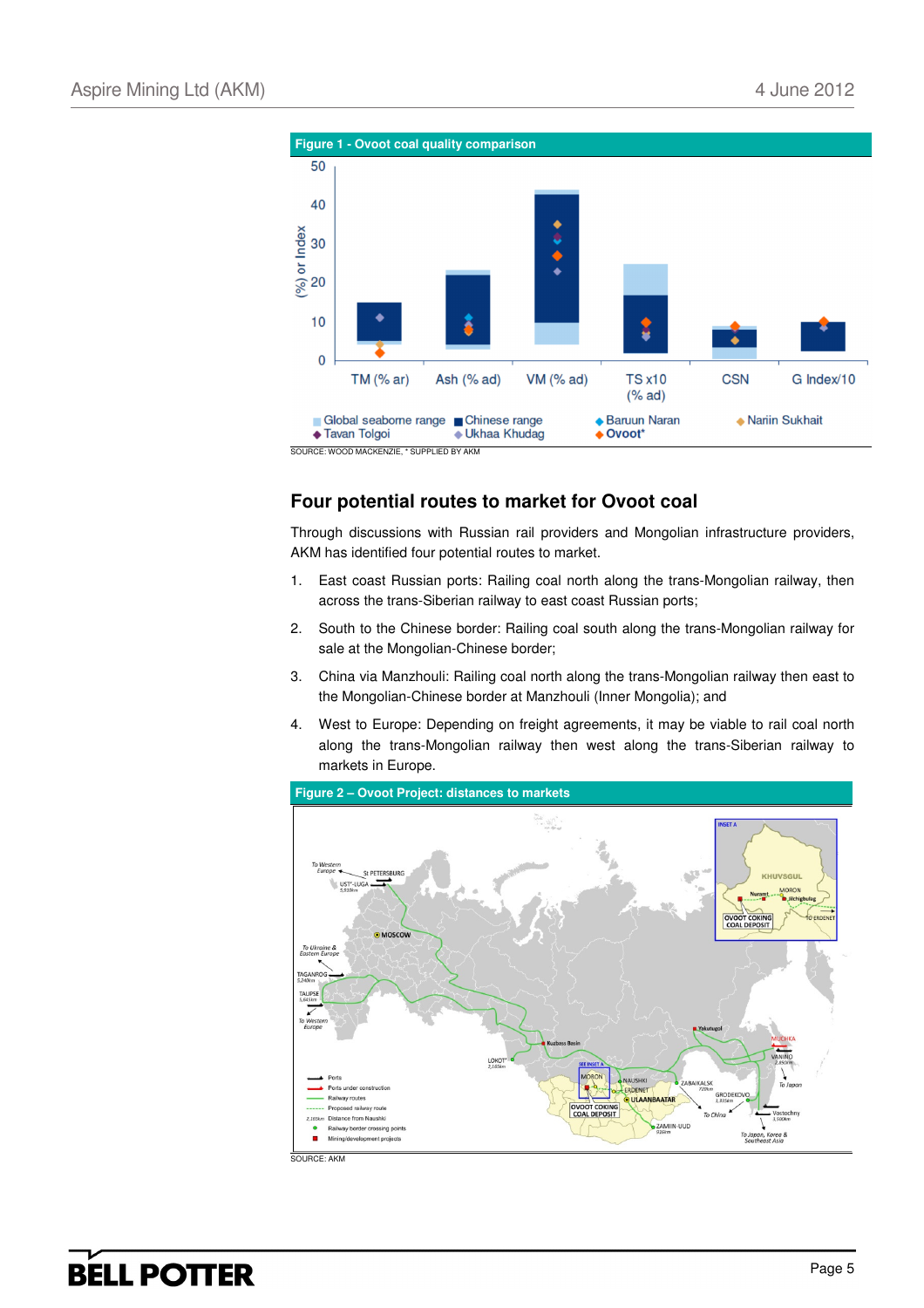**Figure 1 - Ovoot coal quality comparison**

SOURCE: WOOD MACKENZIE, * SUPPLIED BY AKM

## Four potential routes to market for Ovoot coal

Through discussions with Russian rail providers and Mongolian infrastructure providers, AKM has identified four potential routes to market.

1. East coast Russian ports: Railing coal north along the trans-Mongolian railway, then across the trans-Siberian railway to east coast Russian ports;
2. South to the Chinese border: Railing coal south along the trans-Mongolian railway for sale at the Mongolian-Chinese border;
3. China via Manzhouli: Railing coal north along the trans-Mongolian railway then east to the Mongolian-Chinese border at Manzhouli (Inner Mongolia); and
4. West to Europe: Depending on freight agreements, it may be viable to rail coal north along the trans-Mongolian railway then west along the trans-Siberian railway to markets in Europe.

**Figure 2 – Ovoot Project: distances to markets**

SOURCE: AKM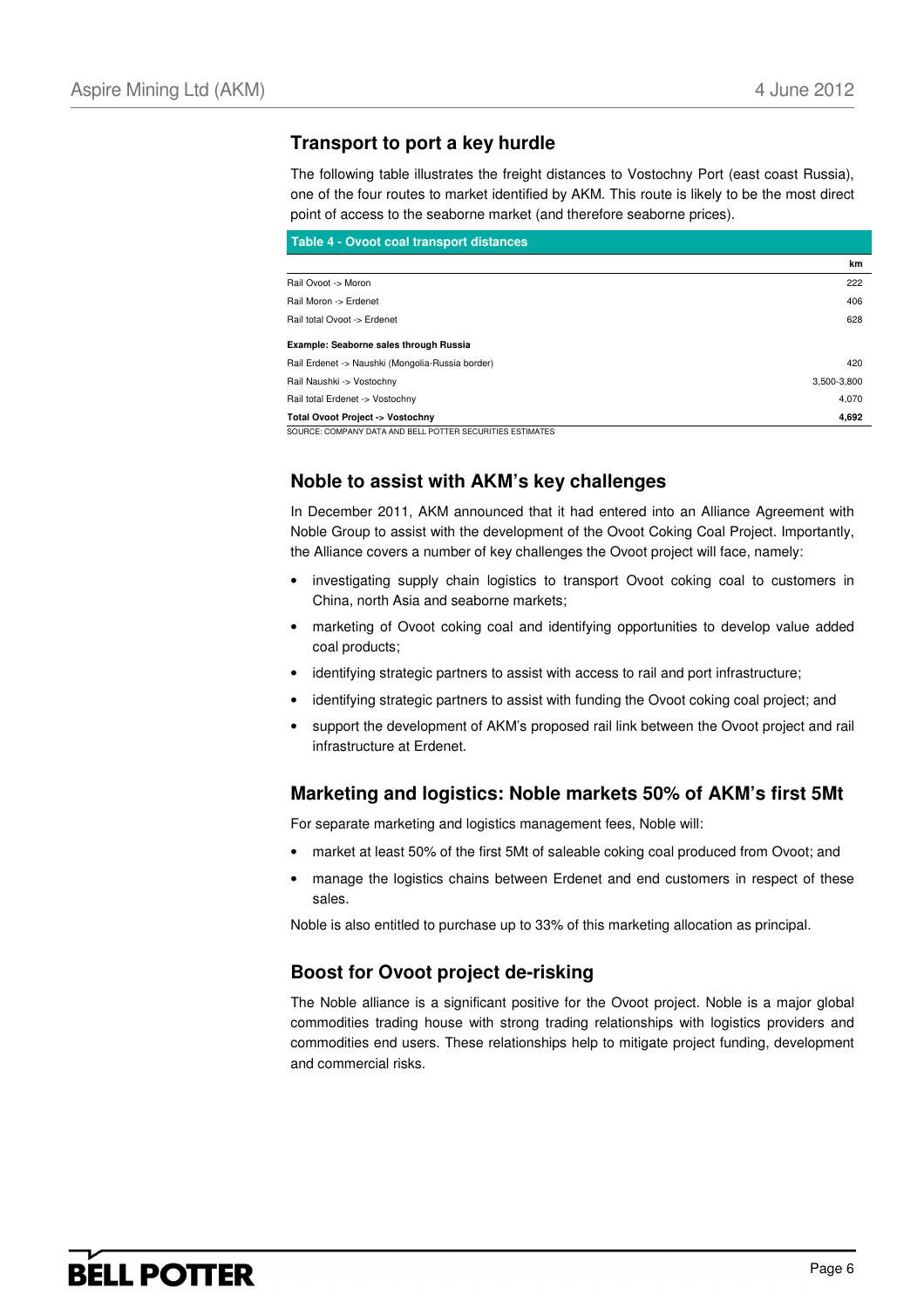## Transport to port a key hurdle

The following table illustrates the freight distances to Vostochny Port (east coast Russia), one of the four routes to market identified by AKM. This route is likely to be the most direct point of access to the seaborne market (and therefore seaborne prices).

**Table 4 - Ovoot coal transport distances**

| | km |
|---|---|
| Rail Ovoot -> Moron | 222 |
| Rail Moron -> Erdenet | 406 |
| Rail total Ovoot -> Erdenet | 628 |
| **Example: Seaborne sales through Russia** | |
| Rail Erdenet -> Naushki (Mongolia-Russia border) | 420 |
| Rail Naushki -> Vostochny | 3,500-3,800 |
| Rail total Erdenet -> Vostochny | 4,070 |
| **Total Ovoot Project -> Vostochny** | **4,692** |

SOURCE: COMPANY DATA AND BELL POTTER SECURITIES ESTIMATES

## Noble to assist with AKM's key challenges

In December 2011, AKM announced that it had entered into an Alliance Agreement with Noble Group to assist with the development of the Ovoot Coking Coal Project. Importantly, the Alliance covers a number of key challenges the Ovoot project will face, namely:

- investigating supply chain logistics to transport Ovoot coking coal to customers in China, north Asia and seaborne markets;
- marketing of Ovoot coking coal and identifying opportunities to develop value added coal products;
- identifying strategic partners to assist with access to rail and port infrastructure;
- identifying strategic partners to assist with funding the Ovoot coking coal project; and
- support the development of AKM's proposed rail link between the Ovoot project and rail infrastructure at Erdenet.

## Marketing and logistics: Noble markets 50% of AKM's first 5Mt

For separate marketing and logistics management fees, Noble will:

- market at least 50% of the first 5Mt of saleable coking coal produced from Ovoot; and
- manage the logistics chains between Erdenet and end customers in respect of these sales.

Noble is also entitled to purchase up to 33% of this marketing allocation as principal.

## Boost for Ovoot project de-risking

The Noble alliance is a significant positive for the Ovoot project. Noble is a major global commodities trading house with strong trading relationships with logistics providers and commodities end users. These relationships help to mitigate project funding, development and commercial risks.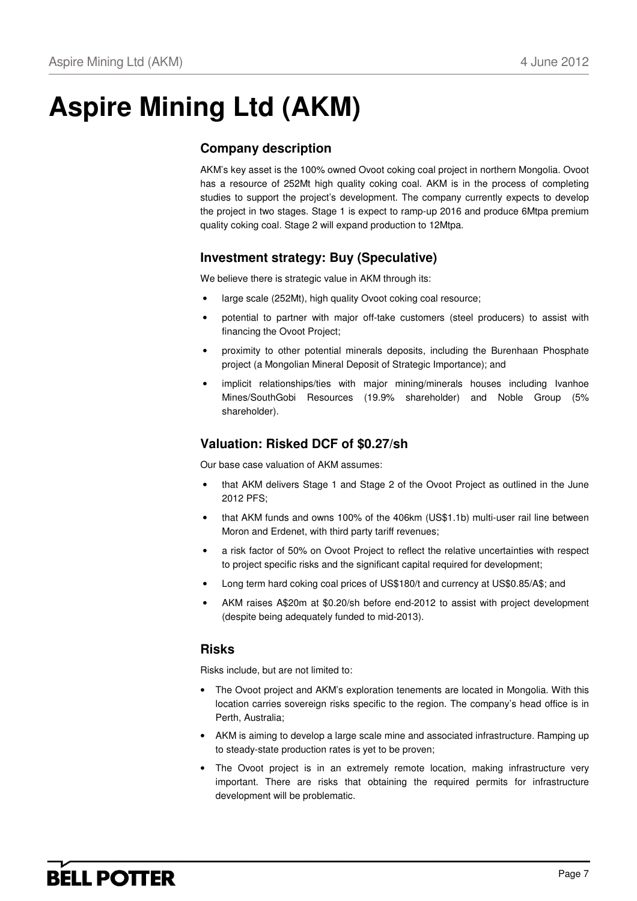# Aspire Mining Ltd (AKM)

## Company description

AKM's key asset is the 100% owned Ovoot coking coal project in northern Mongolia. Ovoot has a resource of 252Mt high quality coking coal. AKM is in the process of completing studies to support the project's development. The company currently expects to develop the project in two stages. Stage 1 is expect to ramp-up 2016 and produce 6Mtpa premium quality coking coal. Stage 2 will expand production to 12Mtpa.

## Investment strategy: Buy (Speculative)

We believe there is strategic value in AKM through its:

- large scale (252Mt), high quality Ovoot coking coal resource;
- potential to partner with major off-take customers (steel producers) to assist with financing the Ovoot Project;
- proximity to other potential minerals deposits, including the Burenhaan Phosphate project (a Mongolian Mineral Deposit of Strategic Importance); and
- implicit relationships/ties with major mining/minerals houses including Ivanhoe Mines/SouthGobi Resources (19.9% shareholder) and Noble Group (5% shareholder).

## Valuation: Risked DCF of $0.27/sh

Our base case valuation of AKM assumes:

- that AKM delivers Stage 1 and Stage 2 of the Ovoot Project as outlined in the June 2012 PFS;
- that AKM funds and owns 100% of the 406km (US$1.1b) multi-user rail line between Moron and Erdenet, with third party tariff revenues;
- a risk factor of 50% on Ovoot Project to reflect the relative uncertainties with respect to project specific risks and the significant capital required for development;
- Long term hard coking coal prices of US$180/t and currency at US$0.85/A$; and
- AKM raises A$20m at $0.20/sh before end-2012 to assist with project development (despite being adequately funded to mid-2013).

## Risks

Risks include, but are not limited to:

- The Ovoot project and AKM's exploration tenements are located in Mongolia. With this location carries sovereign risks specific to the region. The company's head office is in Perth, Australia;
- AKM is aiming to develop a large scale mine and associated infrastructure. Ramping up to steady-state production rates is yet to be proven;
- The Ovoot project is in an extremely remote location, making infrastructure very important. There are risks that obtaining the required permits for infrastructure development will be problematic.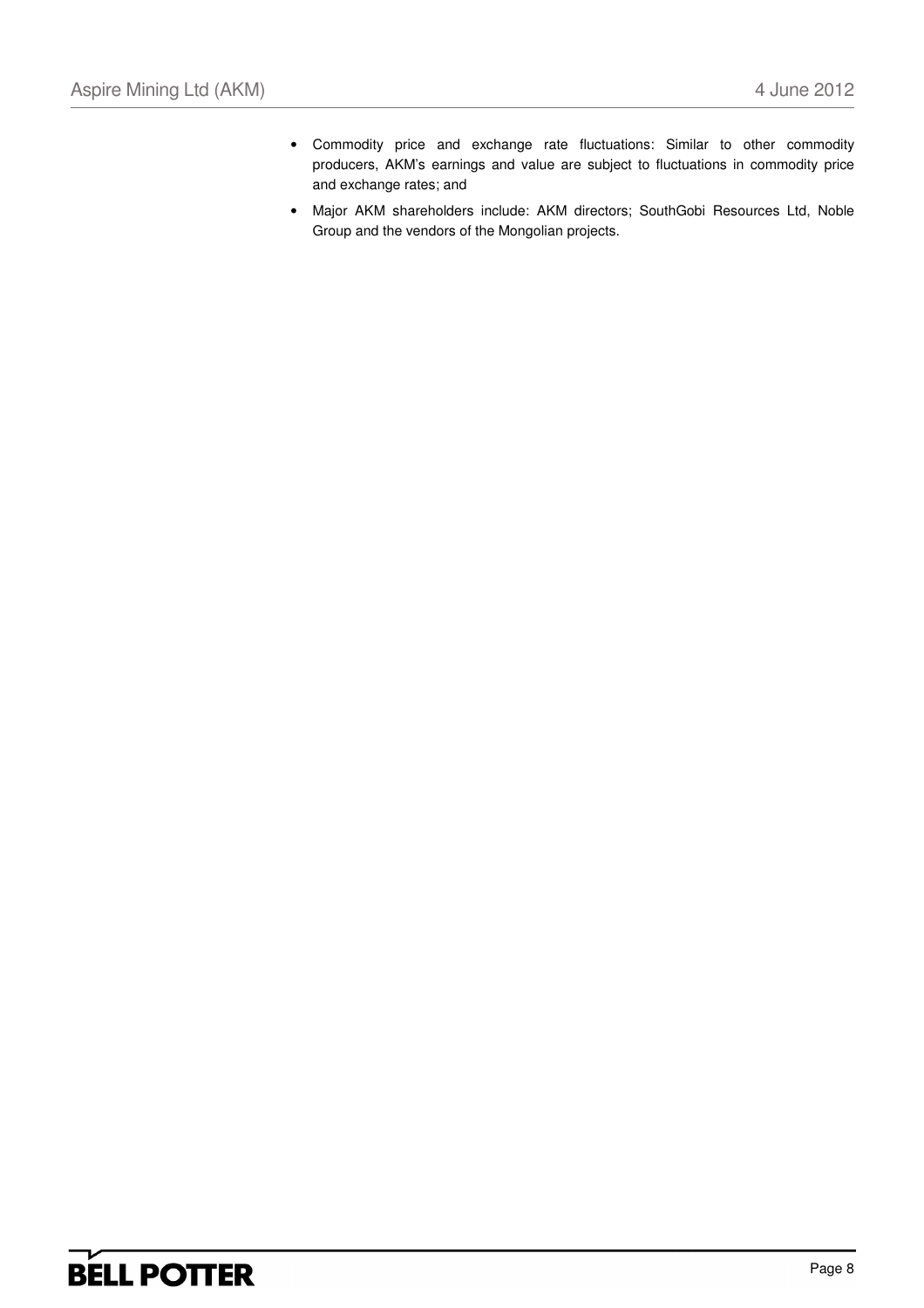- Commodity price and exchange rate fluctuations: Similar to other commodity producers, AKM's earnings and value are subject to fluctuations in commodity price and exchange rates; and
- Major AKM shareholders include: AKM directors; SouthGobi Resources Ltd, Noble Group and the vendors of the Mongolian projects.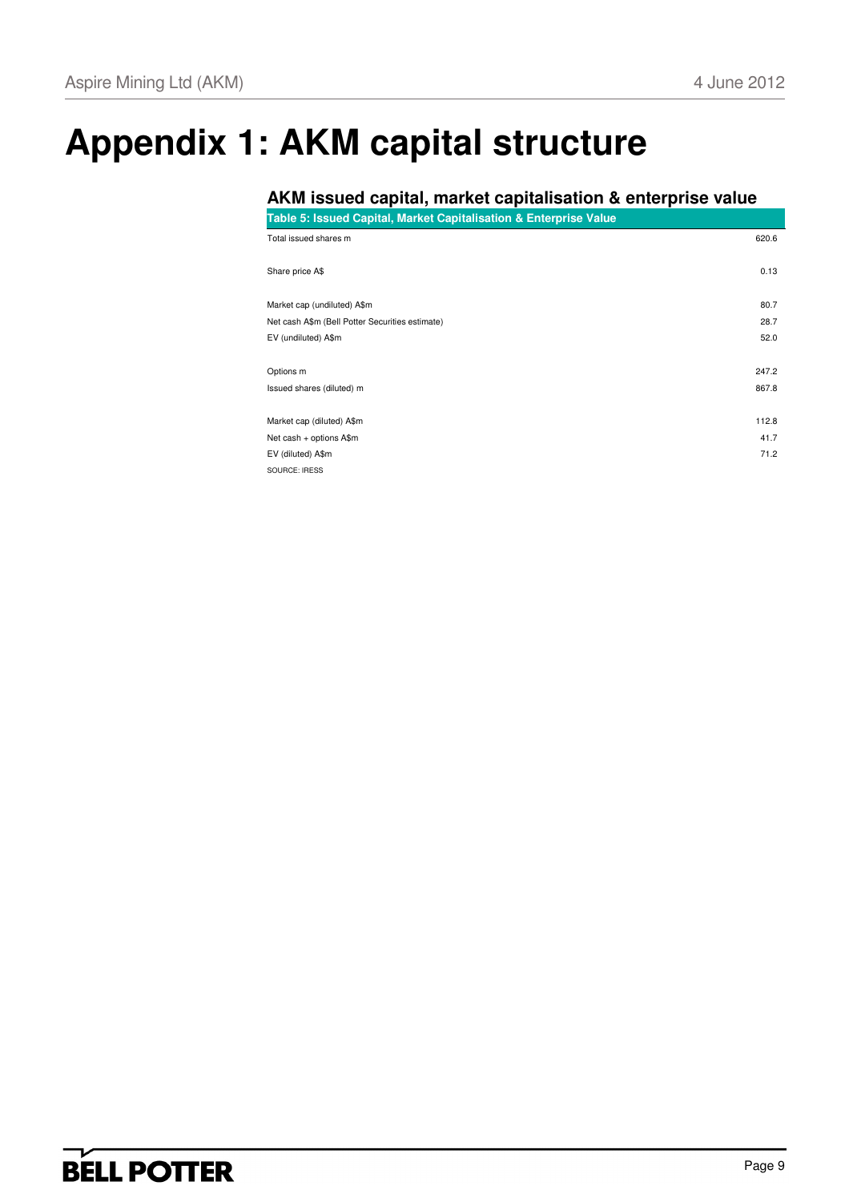# Appendix 1: AKM capital structure

## AKM issued capital, market capitalisation & enterprise value

| Table 5: Issued Capital, Market Capitalisation & Enterprise Value | |
|---|---|
| Total issued shares m | 620.6 |
| | |
| Share price A$ | 0.13 |
| | |
| Market cap (undiluted) A$m | 80.7 |
| Net cash A$m (Bell Potter Securities estimate) | 28.7 |
| EV (undiluted) A$m | 52.0 |
| | |
| Options m | 247.2 |
| Issued shares (diluted) m | 867.8 |
| | |
| Market cap (diluted) A$m | 112.8 |
| Net cash + options A$m | 41.7 |
| EV (diluted) A$m | 71.2 |

SOURCE: IRESS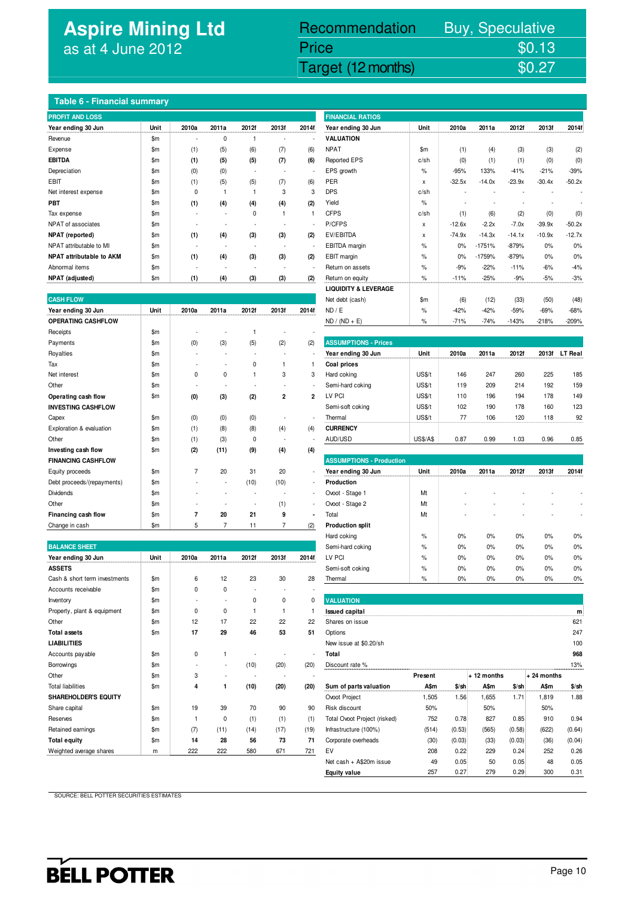# Aspire Mining Ltd
as at 4 June 2012

| Recommendation | Buy, Speculative |
|---|---|
| Price | $0.13 |
| Target (12 months) | $0.27 |

## Table 6 - Financial summary

### PROFIT AND LOSS

| Year ending 30 Jun | Unit | 2010a | 2011a | 2012f | 2013f | 2014f |
|---|---|---|---|---|---|---|
| Revenue | $m | - | 0 | 1 | - | - |
| Expense | $m | (1) | (5) | (6) | (7) | (6) |
| **EBITDA** | $m | **(1)** | **(5)** | **(5)** | **(7)** | **(6)** |
| Depreciation | $m | (0) | (0) | - | - | - |
| EBIT | $m | (1) | (5) | (5) | (7) | (6) |
| Net interest expense | $m | 0 | 1 | 1 | 3 | 3 |
| **PBT** | $m | **(1)** | **(4)** | **(4)** | **(4)** | **(2)** |
| Tax expense | $m | - | - | 0 | 1 | 1 |
| NPAT of associates | $m | - | - | - | - | - |
| **NPAT (reported)** | $m | **(1)** | **(4)** | **(3)** | **(3)** | **(2)** |
| NPAT attributable to MI | $m | - | - | - | - | - |
| **NPAT attributable to AKM** | $m | **(1)** | **(4)** | **(3)** | **(3)** | **(2)** |
| Abnormal items | $m | - | - | - | - | - |
| **NPAT (adjusted)** | $m | **(1)** | **(4)** | **(3)** | **(3)** | **(2)** |

### CASH FLOW

| Year ending 30 Jun | Unit | 2010a | 2011a | 2012f | 2013f | 2014f |
|---|---|---|---|---|---|---|
| **OPERATING CASHFLOW** | | | | | | |
| Receipts | $m | - | - | 1 | - | - |
| Payments | $m | (0) | (3) | (5) | (2) | (2) |
| Royalties | $m | - | - | - | - | - |
| Tax | $m | - | - | 0 | 1 | 1 |
| Net interest | $m | 0 | 0 | 1 | 3 | 3 |
| Other | $m | - | - | - | - | - |
| **Operating cash flow** | $m | **(0)** | **(3)** | **(2)** | **2** | **2** |
| **INVESTING CASHFLOW** | | | | | | |
| Capex | $m | (0) | (0) | (0) | - | - |
| Exploration & evaluation | $m | (1) | (8) | (8) | (4) | (4) |
| Other | $m | (1) | (3) | 0 | - | - |
| **Investing cash flow** | $m | **(2)** | **(11)** | **(9)** | **(4)** | **(4)** |
| **FINANCING CASHFLOW** | | | | | | |
| Equity proceeds | $m | 7 | 20 | 31 | 20 | - |
| Debt proceeds/(repayments) | $m | - | - | (10) | (10) | - |
| Dividends | $m | - | - | - | - | - |
| Other | $m | - | - | - | (1) | - |
| **Financing cash flow** | $m | **7** | **20** | **21** | **9** | **-** |
| Change in cash | $m | 5 | 7 | 11 | 7 | (2) |

### BALANCE SHEET

| Year ending 30 Jun | Unit | 2010a | 2011a | 2012f | 2013f | 2014f |
|---|---|---|---|---|---|---|
| **ASSETS** | | | | | | |
| Cash & short term investments | $m | 6 | 12 | 23 | 30 | 28 |
| Accounts receivable | $m | 0 | 0 | - | - | - |
| Inventory | $m | - | - | 0 | 0 | 0 |
| Property, plant & equipment | $m | 0 | 0 | 1 | 1 | 1 |
| Other | $m | 12 | 17 | 22 | 22 | 22 |
| **Total assets** | $m | **17** | **29** | **46** | **53** | **51** |
| **LIABILITIES** | | | | | | |
| Accounts payable | $m | 0 | 1 | - | - | - |
| Borrowings | $m | - | - | (10) | (20) | (20) |
| Other | $m | 3 | - | - | - | - |
| Total liabilities | $m | 4 | 1 | (10) | (20) | (20) |
| **SHAREHOLDER'S EQUITY** | | | | | | |
| Share capital | $m | 19 | 39 | 70 | 90 | 90 |
| Reserves | $m | 1 | 0 | (1) | (1) | (1) |
| Retained earnings | $m | (7) | (11) | (14) | (17) | (19) |
| **Total equity** | $m | **14** | **28** | **56** | **73** | **71** |
| Weighted average shares | m | 222 | 222 | 580 | 671 | 721 |

### FINANCIAL RATIOS

| Year ending 30 Jun | Unit | 2010a | 2011a | 2012f | 2013f | 2014f |
|---|---|---|---|---|---|---|
| **VALUATION** | | | | | | |
| NPAT | $m | (1) | (4) | (3) | (3) | (2) |
| Reported EPS | c/sh | (0) | (1) | (1) | (0) | (0) |
| EPS growth | % | -95% | 133% | -41% | -21% | -39% |
| PER | x | -32.5x | -14.0x | -23.9x | -30.4x | -50.2x |
| DPS | c/sh | - | - | - | - | - |
| Yield | % | - | - | - | - | - |
| CFPS | c/sh | (1) | (6) | (2) | (0) | (0) |
| P/CFPS | x | -12.6x | -2.2x | -7.0x | -39.9x | -50.2x |
| EV/EBITDA | x | -74.9x | -14.3x | -14.1x | -10.9x | -12.7x |
| EBITDA margin | % | 0% | -1751% | -879% | 0% | 0% |
| EBIT margin | % | 0% | -1759% | -879% | 0% | 0% |
| Return on assets | % | -9% | -22% | -11% | -6% | -4% |
| Return on equity | % | -11% | -25% | -9% | -5% | -3% |
| **LIQUIDITY & LEVERAGE** | | | | | | |
| Net debt (cash) | $m | (6) | (12) | (33) | (50) | (48) |
| ND / E | % | -42% | -42% | -59% | -69% | -68% |
| ND / (ND + E) | % | -71% | -74% | -143% | -218% | -209% |

### ASSUMPTIONS - Prices

| Year ending 30 Jun | Unit | 2010a | 2011a | 2012f | 2013f | LT Real |
|---|---|---|---|---|---|---|
| **Coal prices** | | | | | | |
| Hard coking | US$/t | 146 | 247 | 260 | 225 | 185 |
| Semi-hard coking | US$/t | 119 | 209 | 214 | 192 | 159 |
| LV PCI | US$/t | 110 | 196 | 194 | 178 | 149 |
| Semi-soft coking | US$/t | 102 | 190 | 178 | 160 | 123 |
| Thermal | US$/t | 77 | 106 | 120 | 118 | 92 |
| **CURRENCY** | | | | | | |
| AUD/USD | US$/A$ | 0.87 | 0.99 | 1.03 | 0.96 | 0.85 |

### ASSUMPTIONS - Production

| Year ending 30 Jun | Unit | 2010a | 2011a | 2012f | 2013f | 2014f |
|---|---|---|---|---|---|---|
| **Production** | | | | | | |
| Ovoot - Stage 1 | Mt | - | - | - | - | - |
| Ovoot - Stage 2 | Mt | - | - | - | - | - |
| Total | Mt | - | - | - | - | - |
| **Production split** | | | | | | |
| Hard coking | % | 0% | 0% | 0% | 0% | 0% |
| Semi-hard coking | % | 0% | 0% | 0% | 0% | 0% |
| LV PCI | % | 0% | 0% | 0% | 0% | 0% |
| Semi-soft coking | % | 0% | 0% | 0% | 0% | 0% |
| Thermal | % | 0% | 0% | 0% | 0% | 0% |

### VALUATION

| **Issued capital** | **m** |
|---|---|
| Shares on issue | 621 |
| Options | 247 |
| New issue at $0.20/sh | 100 |
| **Total** | **968** |
| Discount rate % | 13% |

| | Present | | + 12 months | | + 24 months | |
|---|---|---|---|---|---|---|
| **Sum of parts valuation** | **A$m** | **$/sh** | **A$m** | **$/sh** | **A$m** | **$/sh** |
| Ovoot Project | 1,505 | 1.56 | 1,655 | 1.71 | 1,819 | 1.88 |
| Risk discount | 50% | | 50% | | 50% | |
| Total Ovoot Project (risked) | 752 | 0.78 | 827 | 0.85 | 910 | 0.94 |
| Infrastructure (100%) | (514) | (0.53) | (565) | (0.58) | (622) | (0.64) |
| Corporate overheads | (30) | (0.03) | (33) | (0.03) | (36) | (0.04) |
| EV | 208 | 0.22 | 229 | 0.24 | 252 | 0.26 |
| Net cash + A$20m issue | 49 | 0.05 | 50 | 0.05 | 48 | 0.05 |
| **Equity value** | 257 | 0.27 | 279 | 0.29 | 300 | 0.31 |

SOURCE: BELL POTTER SECURITIES ESTIMATES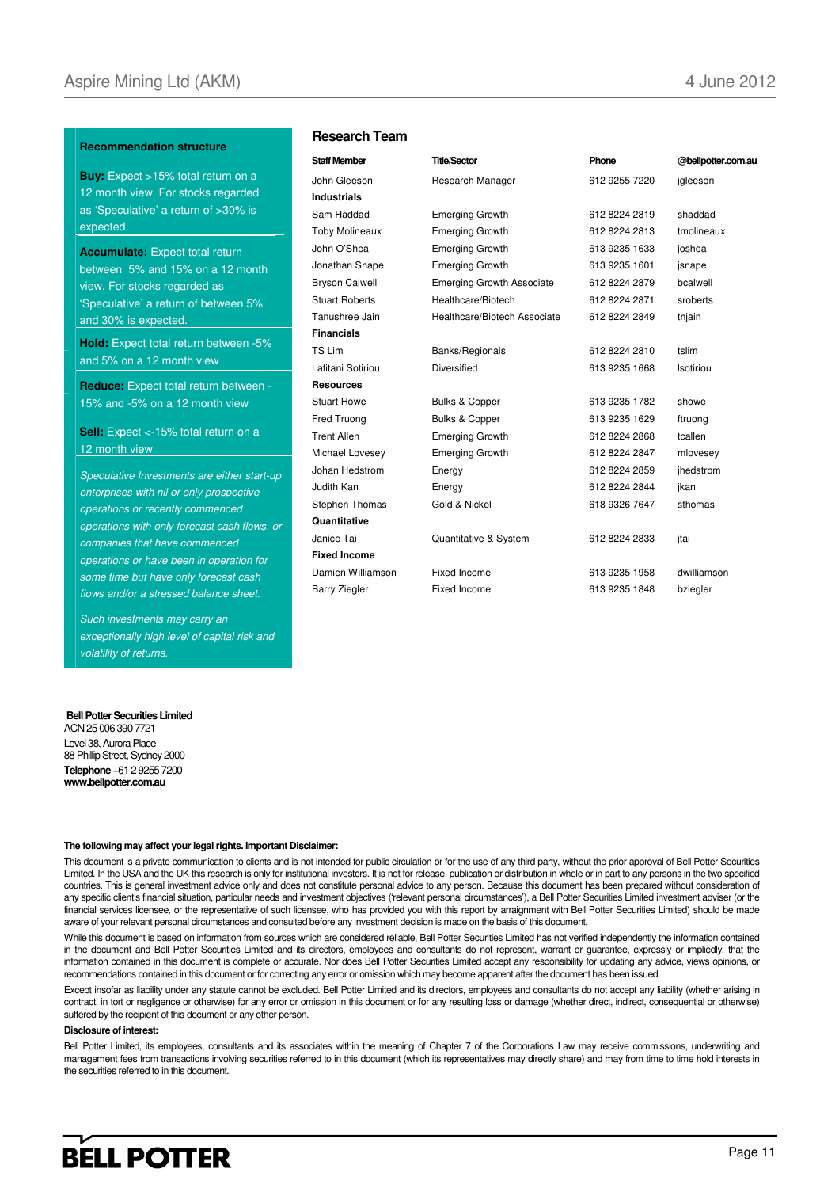**Recommendation structure**

**Buy:** Expect >15% total return on a 12 month view. For stocks regarded as 'Speculative' a return of >30% is expected.

**Accumulate:** Expect total return between 5% and 15% on a 12 month view. For stocks regarded as 'Speculative' a return of between 5% and 30% is expected.

**Hold:** Expect total return between -5% and 5% on a 12 month view

**Reduce:** Expect total return between -15% and -5% on a 12 month view

**Sell:** Expect <-15% total return on a 12 month view

*Speculative Investments are either start-up enterprises with nil or only prospective operations or recently commenced operations with only forecast cash flows, or companies that have commenced operations or have been in operation for some time but have only forecast cash flows and/or a stressed balance sheet.*

*Such investments may carry an exceptionally high level of capital risk and volatility of returns.*

## Research Team

| Staff Member | Title/Sector | Phone | @bellpotter.com.au |
|---|---|---|---|
| John Gleeson | Research Manager | 612 9255 7220 | jgleeson |
| **Industrials** | | | |
| Sam Haddad | Emerging Growth | 612 8224 2819 | shaddad |
| Toby Molineaux | Emerging Growth | 612 8224 2813 | tmolineaux |
| John O'Shea | Emerging Growth | 613 9235 1633 | joshea |
| Jonathan Snape | Emerging Growth | 613 9235 1601 | jsnape |
| Bryson Calwell | Emerging Growth Associate | 612 8224 2879 | bcalwell |
| Stuart Roberts | Healthcare/Biotech | 612 8224 2871 | sroberts |
| Tanushree Jain | Healthcare/Biotech Associate | 612 8224 2849 | tnjain |
| **Financials** | | | |
| TS Lim | Banks/Regionals | 612 8224 2810 | tslim |
| Lafitani Sotiriou | Diversified | 613 9235 1668 | lsotiriou |
| **Resources** | | | |
| Stuart Howe | Bulks & Copper | 613 9235 1782 | showe |
| Fred Truong | Bulks & Copper | 613 9235 1629 | ftruong |
| Trent Allen | Emerging Growth | 612 8224 2868 | tcallen |
| Michael Lovesey | Emerging Growth | 612 8224 2847 | mlovesey |
| Johan Hedstrom | Energy | 612 8224 2859 | jhedstrom |
| Judith Kan | Energy | 612 8224 2844 | jkan |
| Stephen Thomas | Gold & Nickel | 618 9326 7647 | sthomas |
| **Quantitative** | | | |
| Janice Tai | Quantitative & System | 612 8224 2833 | jtai |
| **Fixed Income** | | | |
| Damien Williamson | Fixed Income | 613 9235 1958 | dwilliamson |
| Barry Ziegler | Fixed Income | 613 9235 1848 | bziegler |

**Bell Potter Securities Limited**
ACN 25 006 390 7721
Level 38, Aurora Place
88 Phillip Street, Sydney 2000
**Telephone** +61 2 9255 7200
**www.bellpotter.com.au**

**The following may affect your legal rights. Important Disclaimer:**

This document is a private communication to clients and is not intended for public circulation or for the use of any third party, without the prior approval of Bell Potter Securities Limited. In the USA and the UK this research is only for institutional investors. It is not for release, publication or distribution in whole or in part to any persons in the two specified countries. This is general investment advice only and does not constitute personal advice to any person. Because this document has been prepared without consideration of any specific client's financial situation, particular needs and investment objectives ('relevant personal circumstances'), a Bell Potter Securities Limited investment adviser (or the financial services licensee, or the representative of such licensee, who has provided you with this report by arraignment with Bell Potter Securities Limited) should be made aware of your relevant personal circumstances and consulted before any investment decision is made on the basis of this document.

While this document is based on information from sources which are considered reliable, Bell Potter Securities Limited has not verified independently the information contained in the document and Bell Potter Securities Limited and its directors, employees and consultants do not represent, warrant or guarantee, expressly or impliedly, that the information contained in this document is complete or accurate. Nor does Bell Potter Securities Limited accept any responsibility for updating any advice, views opinions, or recommendations contained in this document or for correcting any error or omission which may become apparent after the document has been issued.

Except insofar as liability under any statute cannot be excluded. Bell Potter Limited and its directors, employees and consultants do not accept any liability (whether arising in contract, in tort or negligence or otherwise) for any error or omission in this document or for any resulting loss or damage (whether direct, indirect, consequential or otherwise) suffered by the recipient of this document or any other person.

**Disclosure of interest:**

Bell Potter Limited, its employees, consultants and its associates within the meaning of Chapter 7 of the Corporations Law may receive commissions, underwriting and management fees from transactions involving securities referred to in this document (which its representatives may directly share) and may from time to time hold interests in the securities referred to in this document.

**BELL POTTER**